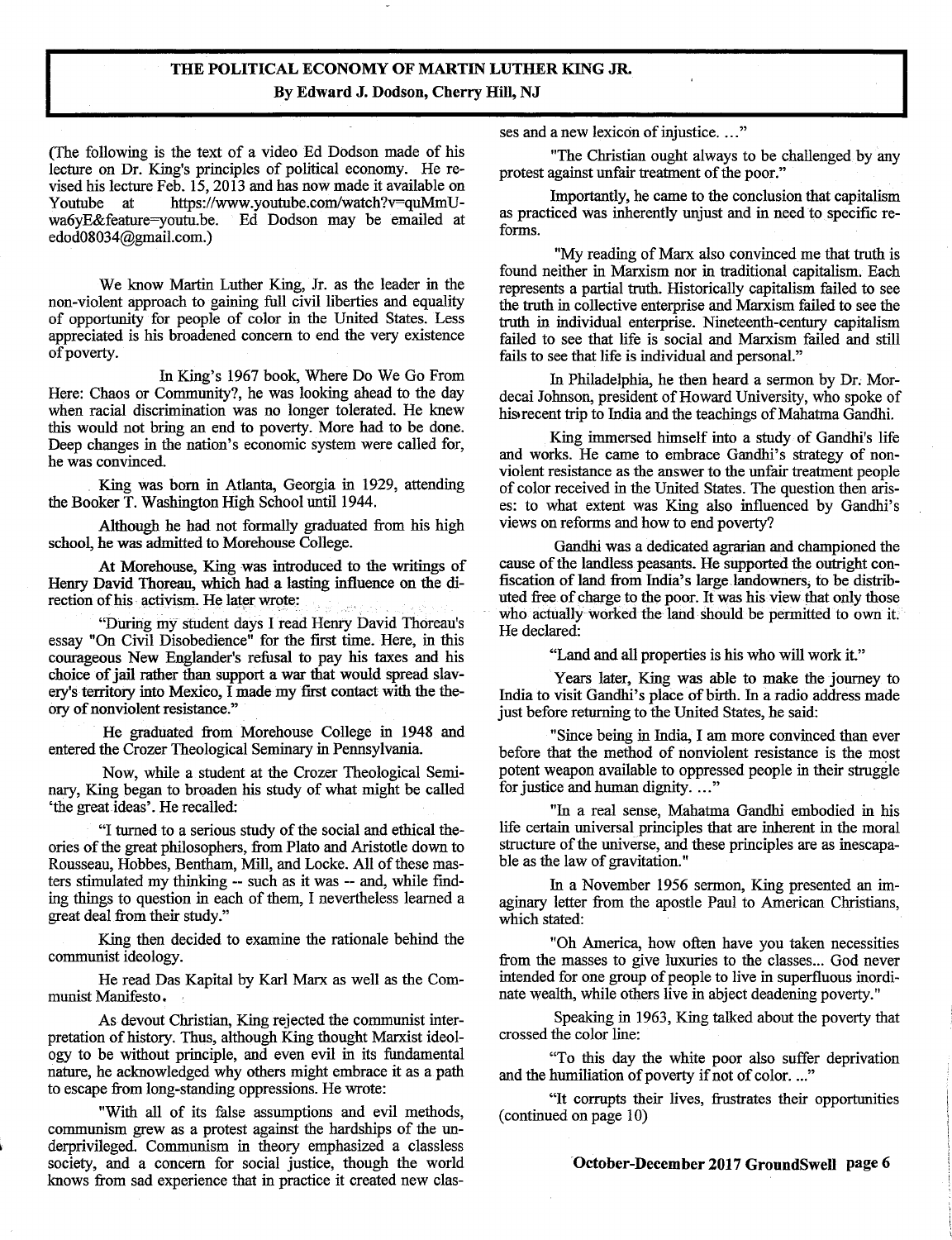# THE POLITICAL ECONOMY OF MARTIN LUTHER KING JR.

**By Edward J. Dodson, Cherry Hill, NJ**

(The following is the text of a video Ed Dodson made of his lecture on Dr. King's principles of political economy. He revised his lecture Feb. 15, 2013 and has now made it available on Youtube at https://www.youtube.com/watch?v=quMmU-wa6yE&feature=youtu.be. Ed Dodson may be emailed at edod08034@gmail.com.)

We know Martin Luther King, Jr. as the leader in the non-violent approach to gaining full civil liberties and equality of opportunity for people of color in the United States. Less appreciated is his broadened concern to end the very existence of poverty.

In King's 1967 book, Where Do We Go From Here: Chaos or Community?, he was looking ahead to the day when racial discrimination was no longer tolerated. He knew this would not bring an end to poverty. More had to be done. Deep changes in the nation's economic system were called for, he was convinced.

King was born in Atlanta, Georgia in 1929, attending the Booker T. Washington High School until 1944.

Although he had not formally graduated from his high school, he was admitted to Morehouse College.

At Morehouse, King was introduced to the writings of Henry David Thoreau, which had a lasting influence on the direction of his activism. He later wrote:

"During my student days I read Henry David Thoreau's essay "On Civil Disobedience" for the first time. Here, in this courageous New Englander's refusal to pay his taxes and his choice of jail rather than support a war that would spread slavery's territory into Mexico, I made my first contact with the theory of nonviolent resistance."

He graduated from Morehouse College in 1948 and entered the Crozer Theological Seminary in Pennsylvania.

Now, while a student at the Crozer Theological Seminary, King began to broaden his study of what might be called 'the great ideas'. He recalled:

"I turned to a serious study of the social and ethical theories of the great philosophers, from Plato and Aristotle down to Rousseau, Hobbes, Bentham, Mill, and Locke. All of these masters stimulated my thinking -- such as it was -- and, while finding things to question in each of them, I nevertheless learned a great deal from their study."

King then decided to examine the rationale behind the communist ideology.

He read Das Kapital by Karl Marx as well as the Communist Manifesto.

As devout Christian, King rejected the communist interpretation of history. Thus, although King thought Marxist ideology to be without principle, and even evil in its fundamental nature, he acknowledged why others might embrace it as a path to escape from long-standing oppressions. He wrote:

"With all of its false assumptions and evil methods, communism grew as a protest against the hardships of the underprivileged. Communism in theory emphasized a classless society, and a concern for social justice, though the world knows from sad experience that in practice it created new classes and a new lexicon of injustice. ..."

"The Christian ought always to be challenged by any protest against unfair treatment of the poor."

Importantly, he came to the conclusion that capitalism as practiced was inherently unjust and in need to specific reforms.

"My reading of Marx also convinced me that truth is found neither in Marxism nor in traditional capitalism. Each represents a partial truth. Historically capitalism failed to see the truth in collective enterprise and Marxism failed to see the truth in individual enterprise. Nineteenth-century capitalism failed to see that life is social and Marxism failed and still fails to see that life is individual and personal."

In Philadelphia, he then heard a sermon by Dr. Mordecai Johnson, president of Howard University, who spoke of his recent trip to India and the teachings of Mahatma Gandhi.

King immersed himself into a study of Gandhi's life and works. He came to embrace Gandhi's strategy of nonviolent resistance as the answer to the unfair treatment people of color received in the United States. The question then arises: to what extent was King also influenced by Gandhi's views on reforms and how to end poverty?

Gandhi was a dedicated agrarian and championed the cause of the landless peasants. He supported the outright confiscation of land from India's large landowners, to be distributed free of charge to the poor. It was his view that only those who actually worked the land should be permitted to own it. He declared:

"Land and all properties is his who will work it."

Years later, King was able to make the journey to India to visit Gandhi's place of birth. In a radio address made just before returning to the United States, he said:

"Since being in India, I am more convinced than ever before that the method of nonviolent resistance is the most potent weapon available to oppressed people in their struggle for justice and human dignity. ..."

"In a real sense, Mahatma Gandhi embodied in his life certain universal principles that are inherent in the moral structure of the universe, and these principles are as inescapable as the law of gravitation."

In a November 1956 sermon, King presented an imaginary letter from the apostle Paul to American Christians, which stated:

"Oh America, how often have you taken necessities from the masses to give luxuries to the classes... God never intended for one group of people to live in superfluous inordinate wealth, while others live in abject deadening poverty."

Speaking in 1963, King talked about the poverty that crossed the color line:

"To this day the white poor also suffer deprivation and the humiliation of poverty if not of color. ..."

"It corrupts their lives, frustrates their opportunities

(continued on page 10)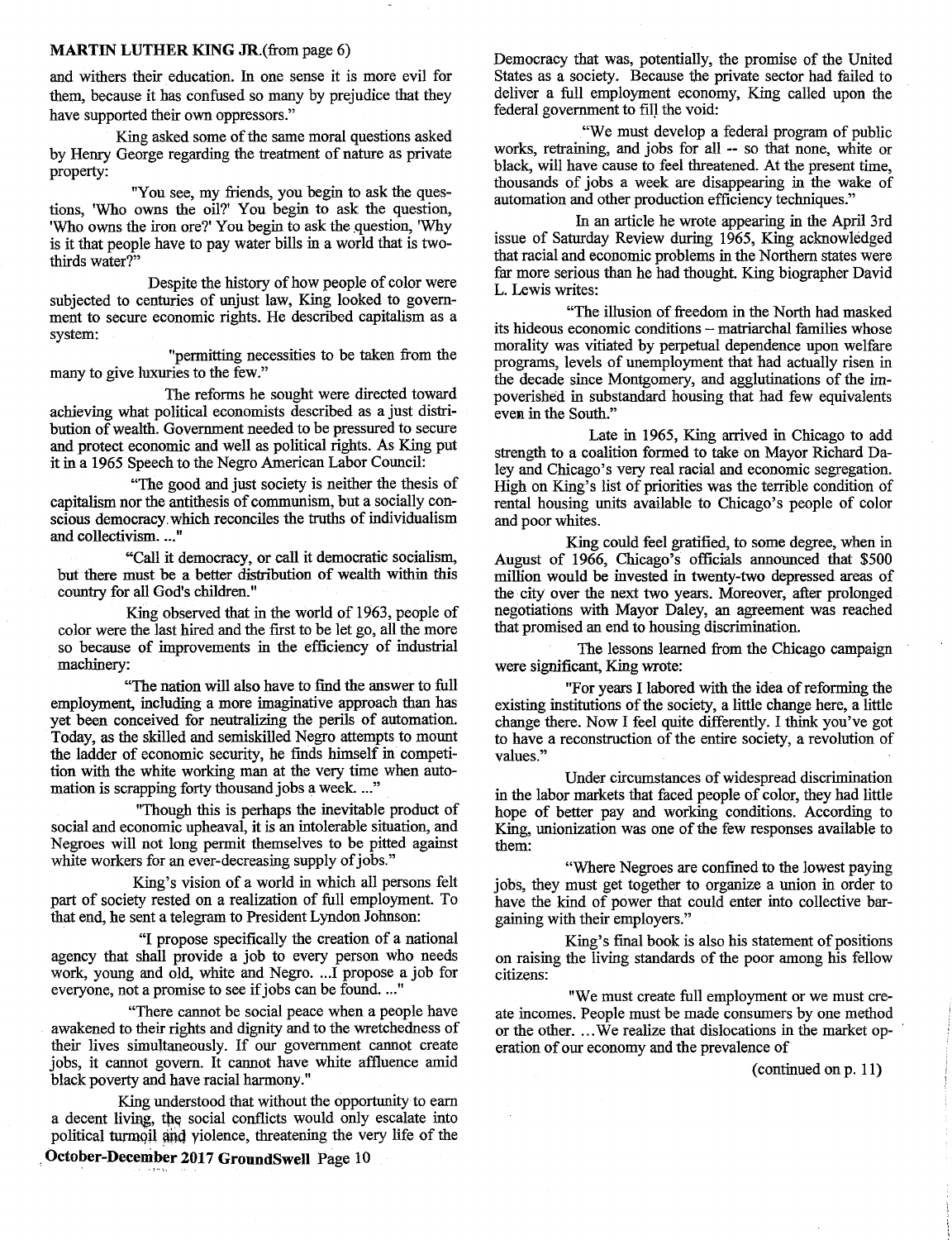**MARTIN LUTHER KING JR.**(from page 6)

and withers their education. In one sense it is more evil for them, because it has confused so many by prejudice that they have supported their own oppressors."

King asked some of the same moral questions asked by Henry George regarding the treatment of nature as private property:

"You see, my friends, you begin to ask the questions, 'Who owns the oil?' You begin to ask the question, 'Who owns the iron ore?' You begin to ask the question, 'Why is it that people have to pay water bills in a world that is two-thirds water?"

Despite the history of how people of color were subjected to centuries of unjust law, King looked to government to secure economic rights. He described capitalism as a system:

"permitting necessities to be taken from the many to give luxuries to the few."

The reforms he sought were directed toward achieving what political economists described as a just distribution of wealth. Government needed to be pressured to secure and protect economic and well as political rights. As King put it in a 1965 Speech to the Negro American Labor Council:

"The good and just society is neither the thesis of capitalism nor the antithesis of communism, but a socially conscious democracy which reconciles the truths of individualism and collectivism. ..."

"Call it democracy, or call it democratic socialism, but there must be a better distribution of wealth within this country for all God's children."

King observed that in the world of 1963, people of color were the last hired and the first to be let go, all the more so because of improvements in the efficiency of industrial machinery:

"The nation will also have to find the answer to full employment, including a more imaginative approach than has yet been conceived for neutralizing the perils of automation. Today, as the skilled and semiskilled Negro attempts to mount the ladder of economic security, he finds himself in competition with the white working man at the very time when automation is scrapping forty thousand jobs a week. ..."

"Though this is perhaps the inevitable product of social and economic upheaval, it is an intolerable situation, and Negroes will not long permit themselves to be pitted against white workers for an ever-decreasing supply of jobs."

King's vision of a world in which all persons felt part of society rested on a realization of full employment. To that end, he sent a telegram to President Lyndon Johnson:

"I propose specifically the creation of a national agency that shall provide a job to every person who needs work, young and old, white and Negro. ...I propose a job for everyone, not a promise to see if jobs can be found. ..."

"There cannot be social peace when a people have awakened to their rights and dignity and to the wretchedness of their lives simultaneously. If our government cannot create jobs, it cannot govern. It cannot have white affluence amid black poverty and have racial harmony."

King understood that without the opportunity to earn a decent living, the social conflicts would only escalate into political turmoil and violence, threatening the very life of the Democracy that was, potentially, the promise of the United States as a society. Because the private sector had failed to deliver a full employment economy, King called upon the federal government to fill the void:

"We must develop a federal program of public works, retraining, and jobs for all -- so that none, white or black, will have cause to feel threatened. At the present time, thousands of jobs a week are disappearing in the wake of automation and other production efficiency techniques."

In an article he wrote appearing in the April 3rd issue of Saturday Review during 1965, King acknowledged that racial and economic problems in the Northern states were far more serious than he had thought. King biographer David L. Lewis writes:

"The illusion of freedom in the North had masked its hideous economic conditions – matriarchal families whose morality was vitiated by perpetual dependence upon welfare programs, levels of unemployment that had actually risen in the decade since Montgomery, and agglutinations of the impoverished in substandard housing that had few equivalents even in the South."

Late in 1965, King arrived in Chicago to add strength to a coalition formed to take on Mayor Richard Daley and Chicago's very real racial and economic segregation. High on King's list of priorities was the terrible condition of rental housing units available to Chicago's people of color and poor whites.

King could feel gratified, to some degree, when in August of 1966, Chicago's officials announced that $500 million would be invested in twenty-two depressed areas of the city over the next two years. Moreover, after prolonged negotiations with Mayor Daley, an agreement was reached that promised an end to housing discrimination.

The lessons learned from the Chicago campaign were significant, King wrote:

"For years I labored with the idea of reforming the existing institutions of the society, a little change here, a little change there. Now I feel quite differently. I think you've got to have a reconstruction of the entire society, a revolution of values."

Under circumstances of widespread discrimination in the labor markets that faced people of color, they had little hope of better pay and working conditions. According to King, unionization was one of the few responses available to them:

"Where Negroes are confined to the lowest paying jobs, they must get together to organize a union in order to have the kind of power that could enter into collective bargaining with their employers."

King's final book is also his statement of positions on raising the living standards of the poor among his fellow citizens:

"We must create full employment or we must create incomes. People must be made consumers by one method or the other. ...We realize that dislocations in the market operation of our economy and the prevalence of

(continued on p. 11)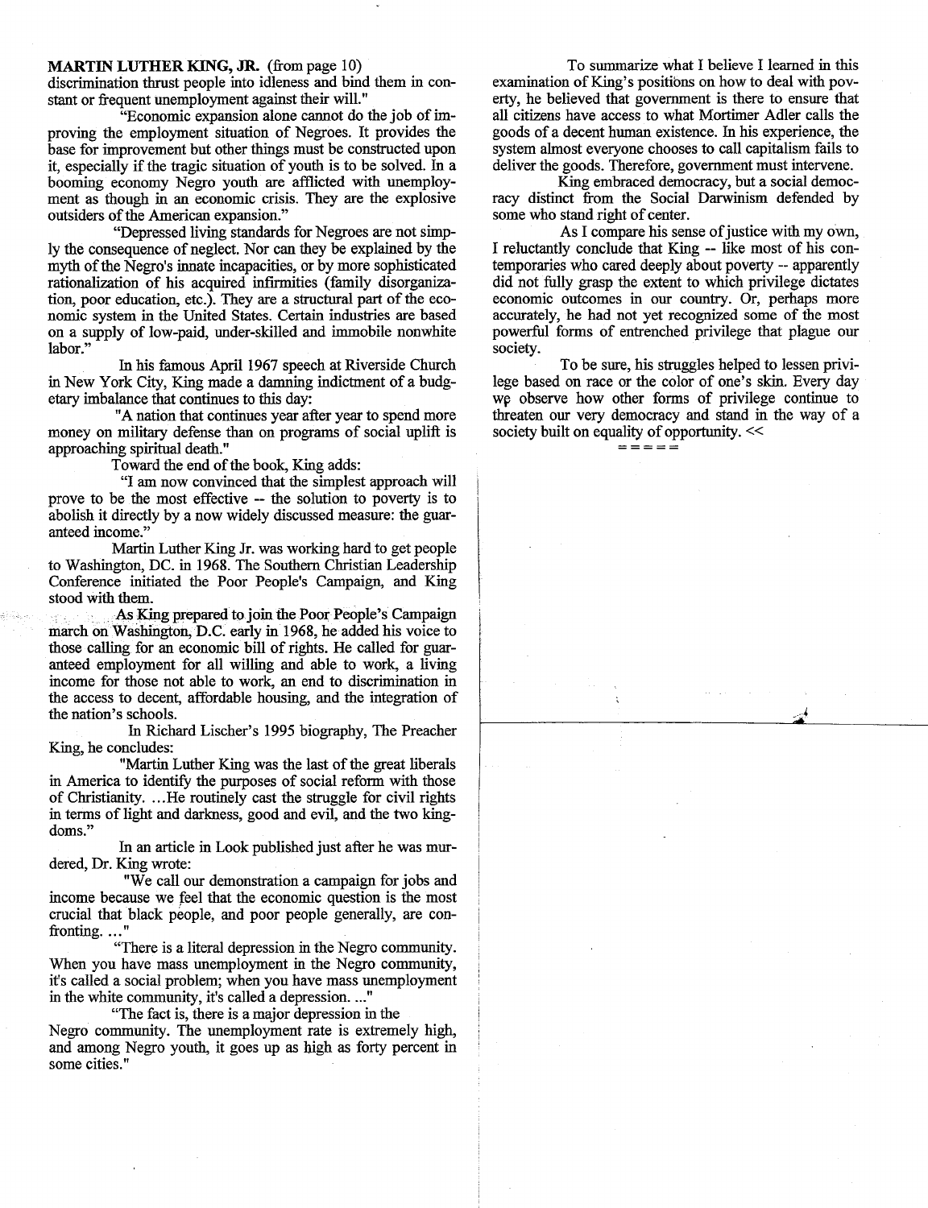**MARTIN LUTHER KING, JR.** (from page 10)
discrimination thrust people into idleness and bind them in constant or frequent unemployment against their will."

"Economic expansion alone cannot do the job of improving the employment situation of Negroes. It provides the base for improvement but other things must be constructed upon it, especially if the tragic situation of youth is to be solved. In a booming economy Negro youth are afflicted with unemployment as though in an economic crisis. They are the explosive outsiders of the American expansion."

"Depressed living standards for Negroes are not simply the consequence of neglect. Nor can they be explained by the myth of the Negro's innate incapacities, or by more sophisticated rationalization of his acquired infirmities (family disorganization, poor education, etc.). They are a structural part of the economic system in the United States. Certain industries are based on a supply of low-paid, under-skilled and immobile nonwhite labor."

In his famous April 1967 speech at Riverside Church in New York City, King made a damning indictment of a budgetary imbalance that continues to this day:

"A nation that continues year after year to spend more money on military defense than on programs of social uplift is approaching spiritual death."

Toward the end of the book, King adds:

"I am now convinced that the simplest approach will prove to be the most effective -- the solution to poverty is to abolish it directly by a now widely discussed measure: the guaranteed income."

Martin Luther King Jr. was working hard to get people to Washington, DC. in 1968. The Southern Christian Leadership Conference initiated the Poor People's Campaign, and King stood with them.

As King prepared to join the Poor People's Campaign march on Washington, D.C. early in 1968, he added his voice to those calling for an economic bill of rights. He called for guaranteed employment for all willing and able to work, a living income for those not able to work, an end to discrimination in the access to decent, affordable housing, and the integration of the nation's schools.

In Richard Lischer's 1995 biography, The Preacher King, he concludes:

"Martin Luther King was the last of the great liberals in America to identify the purposes of social reform with those of Christianity. ...He routinely cast the struggle for civil rights in terms of light and darkness, good and evil, and the two kingdoms."

In an article in Look published just after he was murdered, Dr. King wrote:

"We call our demonstration a campaign for jobs and income because we feel that the economic question is the most crucial that black people, and poor people generally, are confronting. ..."

"There is a literal depression in the Negro community. When you have mass unemployment in the Negro community, it's called a social problem; when you have mass unemployment in the white community, it's called a depression. ..."

"The fact is, there is a major depression in the Negro community. The unemployment rate is extremely high, and among Negro youth, it goes up as high as forty percent in some cities."

To summarize what I believe I learned in this examination of King's positions on how to deal with poverty, he believed that government is there to ensure that all citizens have access to what Mortimer Adler calls the goods of a decent human existence. In his experience, the system almost everyone chooses to call capitalism fails to deliver the goods. Therefore, government must intervene.

King embraced democracy, but a social democracy distinct from the Social Darwinism defended by some who stand right of center.

As I compare his sense of justice with my own, I reluctantly conclude that King -- like most of his contemporaries who cared deeply about poverty -- apparently did not fully grasp the extent to which privilege dictates economic outcomes in our country. Or, perhaps more accurately, he had not yet recognized some of the most powerful forms of entrenched privilege that plague our society.

To be sure, his struggles helped to lessen privilege based on race or the color of one's skin. Every day we observe how other forms of privilege continue to threaten our very democracy and stand in the way of a society built on equality of opportunity. <<

=====